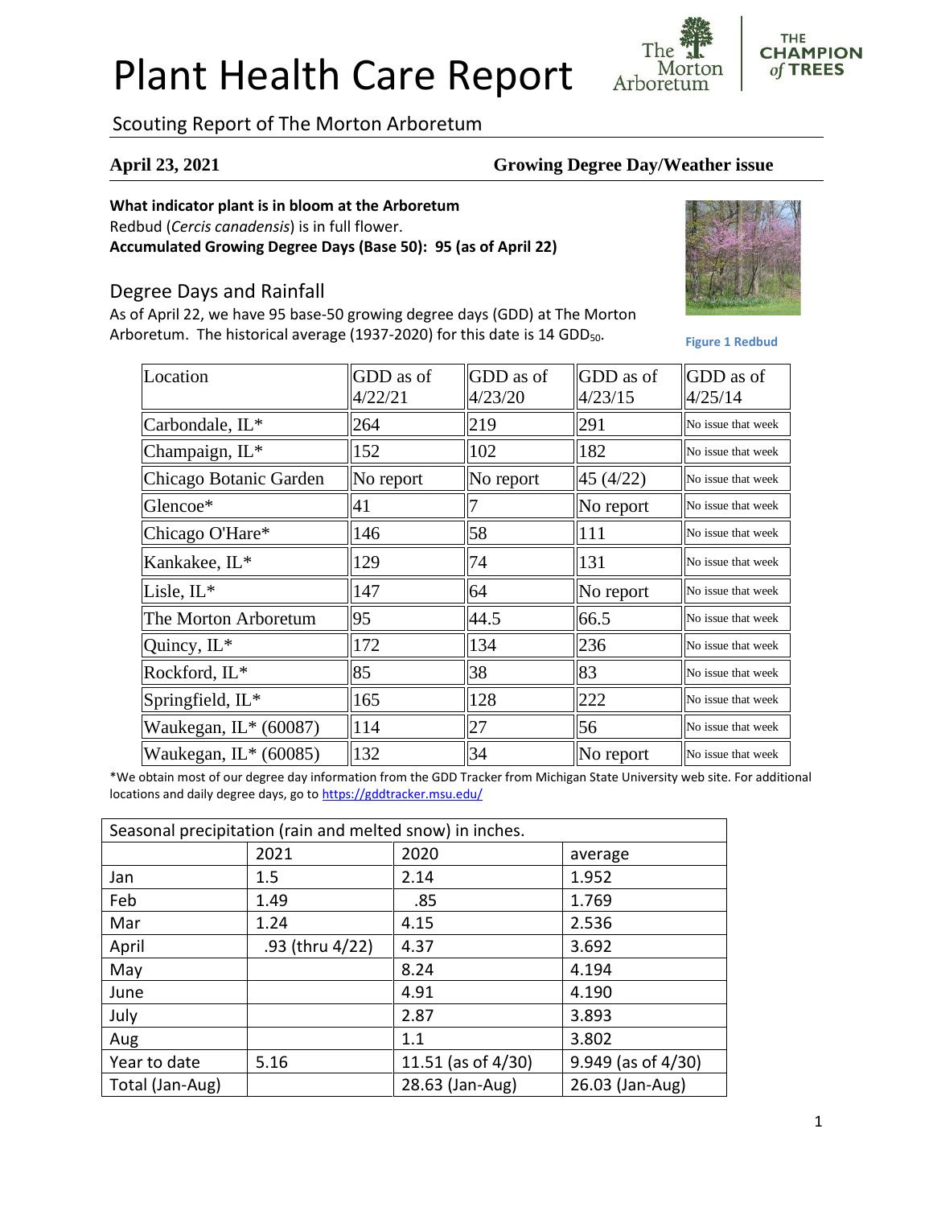# Plant Health Care Report

Scouting Report of The Morton Arboretum

**April 23, 2021** **Growing Degree Day/Weather issue**

**What indicator plant is in bloom at the Arboretum**

Redbud (*Cercis canadensis*) is in full flower.

**Accumulated Growing Degree Days (Base 50): 95 (as of April 22)**

Figure 1 Redbud

## Degree Days and Rainfall

As of April 22, we have 95 base-50 growing degree days (GDD) at The Morton Arboretum. The historical average (1937-2020) for this date is 14 $GDD_{50}$.

| Location | GDD as of 4/22/21 | GDD as of 4/23/20 | GDD as of 4/23/15 | GDD as of 4/25/14 |
|---|---|---|---|---|
| Carbondale, IL* | 264 | 219 | 291 | No issue that week |
| Champaign, IL* | 152 | 102 | 182 | No issue that week |
| Chicago Botanic Garden | No report | No report | 45 (4/22) | No issue that week |
| Glencoe* | 41 | 7 | No report | No issue that week |
| Chicago O'Hare* | 146 | 58 | 111 | No issue that week |
| Kankakee, IL* | 129 | 74 | 131 | No issue that week |
| Lisle, IL* | 147 | 64 | No report | No issue that week |
| The Morton Arboretum | 95 | 44.5 | 66.5 | No issue that week |
| Quincy, IL* | 172 | 134 | 236 | No issue that week |
| Rockford, IL* | 85 | 38 | 83 | No issue that week |
| Springfield, IL* | 165 | 128 | 222 | No issue that week |
| Waukegan, IL* (60087) | 114 | 27 | 56 | No issue that week |
| Waukegan, IL* (60085) | 132 | 34 | No report | No issue that week |

*We obtain most of our degree day information from the GDD Tracker from Michigan State University web site. For additional locations and daily degree days, go to https://gddtracker.msu.edu/

| Seasonal precipitation (rain and melted snow) in inches. | | | |
|---|---|---|---|
| | 2021 | 2020 | average |
| Jan | 1.5 | 2.14 | 1.952 |
| Feb | 1.49 | .85 | 1.769 |
| Mar | 1.24 | 4.15 | 2.536 |
| April | .93 (thru 4/22) | 4.37 | 3.692 |
| May | | 8.24 | 4.194 |
| June | | 4.91 | 4.190 |
| July | | 2.87 | 3.893 |
| Aug | | 1.1 | 3.802 |
| Year to date | 5.16 | 11.51 (as of 4/30) | 9.949 (as of 4/30) |
| Total (Jan-Aug) | | 28.63 (Jan-Aug) | 26.03 (Jan-Aug) |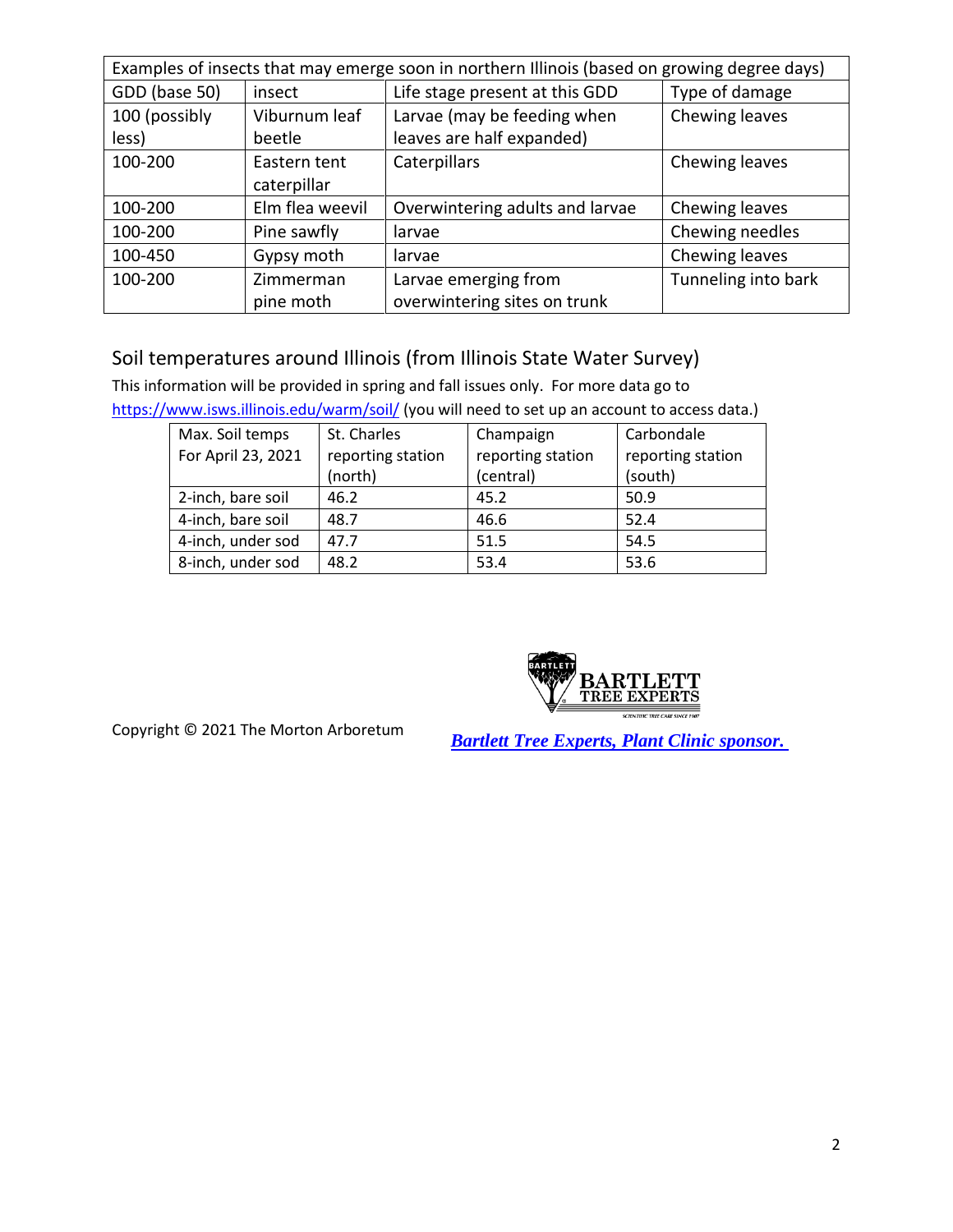| Examples of insects that may emerge soon in northern Illinois (based on growing degree days) | | | |
|---|---|---|---|
| GDD (base 50) | insect | Life stage present at this GDD | Type of damage |
| 100 (possibly less) | Viburnum leaf beetle | Larvae (may be feeding when leaves are half expanded) | Chewing leaves |
| 100-200 | Eastern tent caterpillar | Caterpillars | Chewing leaves |
| 100-200 | Elm flea weevil | Overwintering adults and larvae | Chewing leaves |
| 100-200 | Pine sawfly | larvae | Chewing needles |
| 100-450 | Gypsy moth | larvae | Chewing leaves |
| 100-200 | Zimmerman pine moth | Larvae emerging from overwintering sites on trunk | Tunneling into bark |

## Soil temperatures around Illinois (from Illinois State Water Survey)

This information will be provided in spring and fall issues only. For more data go to https://www.isws.illinois.edu/warm/soil/ (you will need to set up an account to access data.)

| Max. Soil temps For April 23, 2021 | St. Charles reporting station (north) | Champaign reporting station (central) | Carbondale reporting station (south) |
|---|---|---|---|
| 2-inch, bare soil | 46.2 | 45.2 | 50.9 |
| 4-inch, bare soil | 48.7 | 46.6 | 52.4 |
| 4-inch, under sod | 47.7 | 51.5 | 54.5 |
| 8-inch, under sod | 48.2 | 53.4 | 53.6 |

Copyright © 2021 The Morton Arboretum

***Bartlett Tree Experts, Plant Clinic sponsor.***